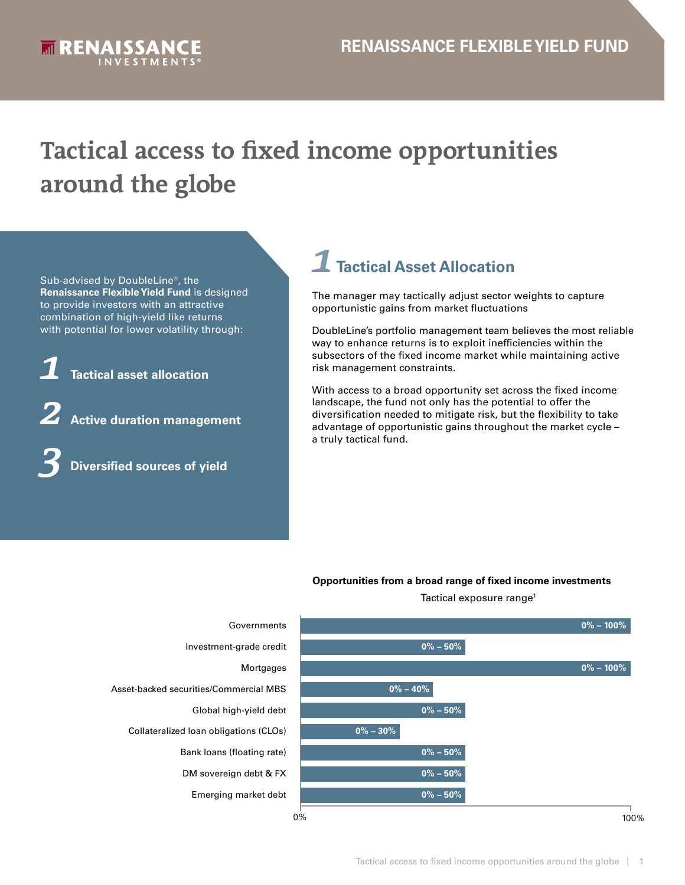RENAISSANCE INVESTMENTS®

RENAISSANCE FLEXIBLE YIELD FUND

# Tactical access to fixed income opportunities around the globe

Sub-advised by DoubleLine®, the **Renaissance Flexible Yield Fund** is designed to provide investors with an attractive combination of high-yield like returns with potential for lower volatility through:

1. **Tactical asset allocation**
2. **Active duration management**
3. **Diversified sources of yield**

## 1 Tactical Asset Allocation

The manager may tactically adjust sector weights to capture opportunistic gains from market fluctuations

DoubleLine's portfolio management team believes the most reliable way to enhance returns is to exploit inefficiencies within the subsectors of the fixed income market while maintaining active risk management constraints.

With access to a broad opportunity set across the fixed income landscape, the fund not only has the potential to offer the diversification needed to mitigate risk, but the flexibility to take advantage of opportunistic gains throughout the market cycle – a truly tactical fund.

**Opportunities from a broad range of fixed income investments**

Tactical exposure range[1]

| Sector | Tactical exposure range |
|---|---|
| Governments | 0% – 100% |
| Investment-grade credit | 0% – 50% |
| Mortgages | 0% – 100% |
| Asset-backed securities/Commercial MBS | 0% – 40% |
| Global high-yield debt | 0% – 50% |
| Collateralized loan obligations (CLOs) | 0% – 30% |
| Bank loans (floating rate) | 0% – 50% |
| DM sovereign debt & FX | 0% – 50% |
| Emerging market debt | 0% – 50% |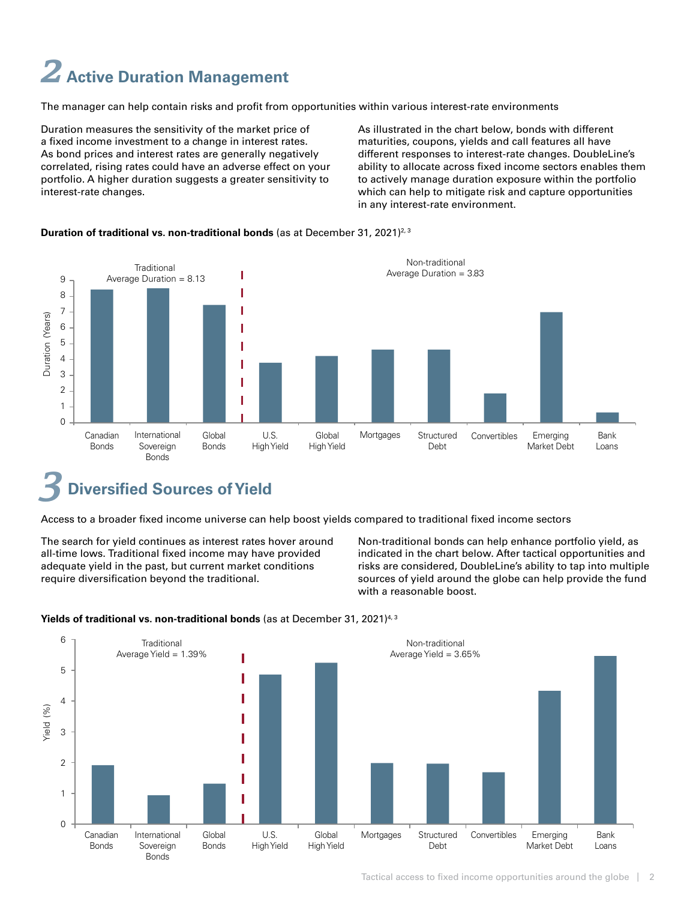## 2 Active Duration Management

The manager can help contain risks and profit from opportunities within various interest-rate environments

Duration measures the sensitivity of the market price of a fixed income investment to a change in interest rates. As bond prices and interest rates are generally negatively correlated, rising rates could have an adverse effect on your portfolio. A higher duration suggests a greater sensitivity to interest-rate changes.

As illustrated in the chart below, bonds with different maturities, coupons, yields and call features all have different responses to interest-rate changes. DoubleLine's ability to allocate across fixed income sectors enables them to actively manage duration exposure within the portfolio which can help to mitigate risk and capture opportunities in any interest-rate environment.

**Duration of traditional vs. non-traditional bonds** (as at December 31, 2021)[2, 3]

Traditional Average Duration = 8.13

Non-traditional Average Duration = 3.83

Duration (Years): Canadian Bonds, International Sovereign Bonds, Global Bonds, U.S. High Yield, Global High Yield, Mortgages, Structured Debt, Convertibles, Emerging Market Debt, Bank Loans

## 3 Diversified Sources of Yield

Access to a broader fixed income universe can help boost yields compared to traditional fixed income sectors

The search for yield continues as interest rates hover around all-time lows. Traditional fixed income may have provided adequate yield in the past, but current market conditions require diversification beyond the traditional.

Non-traditional bonds can help enhance portfolio yield, as indicated in the chart below. After tactical opportunities and risks are considered, DoubleLine's ability to tap into multiple sources of yield around the globe can help provide the fund with a reasonable boost.

**Yields of traditional vs. non-traditional bonds** (as at December 31, 2021)[4, 3]

Traditional Average Yield = 1.39%

Non-traditional Average Yield = 3.65%

Yield (%): Canadian Bonds, International Sovereign Bonds, Global Bonds, U.S. High Yield, Global High Yield, Mortgages, Structured Debt, Convertibles, Emerging Market Debt, Bank Loans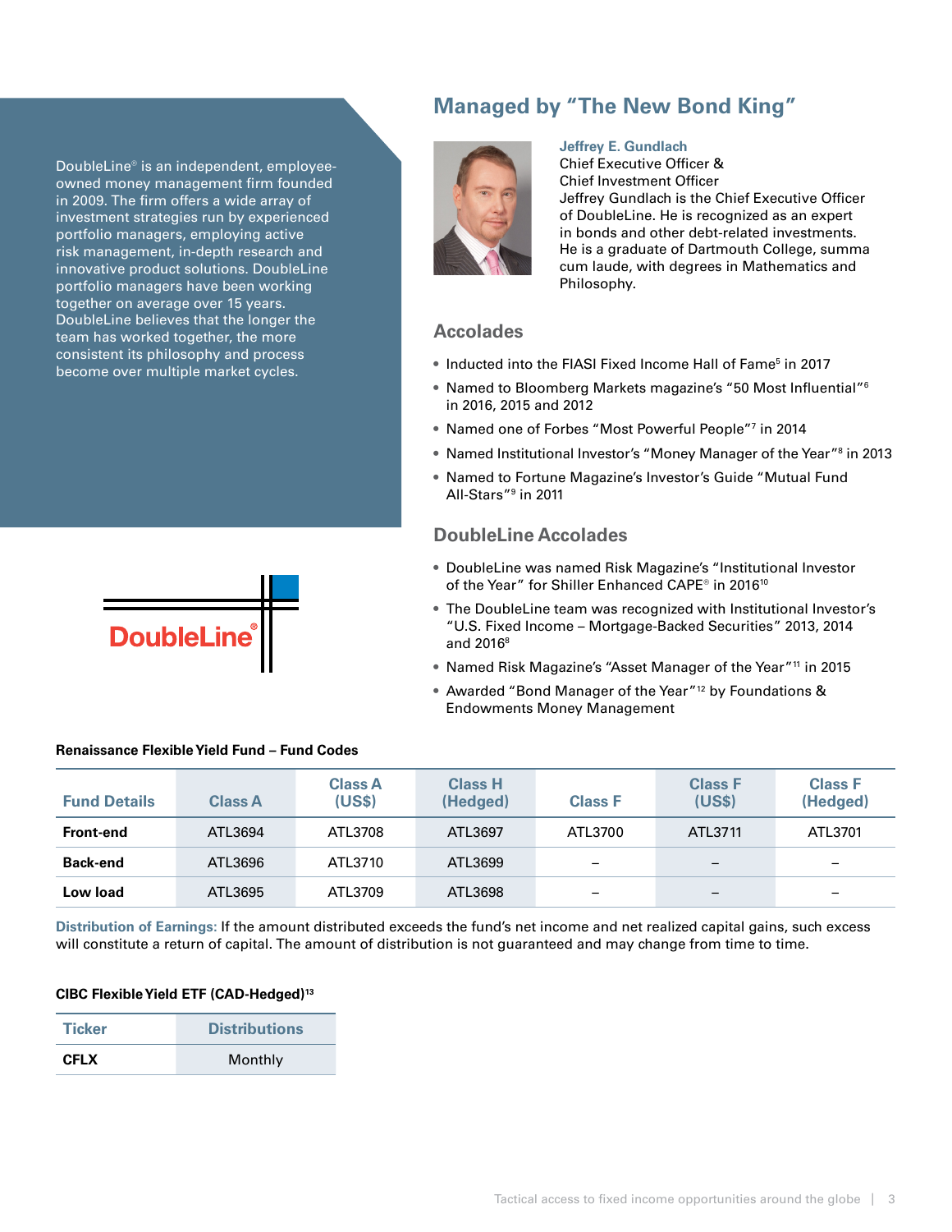DoubleLine® is an independent, employee-owned money management firm founded in 2009. The firm offers a wide array of investment strategies run by experienced portfolio managers, employing active risk management, in-depth research and innovative product solutions. DoubleLine portfolio managers have been working together on average over 15 years. DoubleLine believes that the longer the team has worked together, the more consistent its philosophy and process become over multiple market cycles.

## Managed by "The New Bond King"

**Jeffrey E. Gundlach**
Chief Executive Officer &
Chief Investment Officer
Jeffrey Gundlach is the Chief Executive Officer of DoubleLine. He is recognized as an expert in bonds and other debt-related investments. He is a graduate of Dartmouth College, summa cum laude, with degrees in Mathematics and Philosophy.

### Accolades

- Inducted into the FIASI Fixed Income Hall of Fame[5] in 2017
- Named to Bloomberg Markets magazine's "50 Most Influential"[6] in 2016, 2015 and 2012
- Named one of Forbes "Most Powerful People"[7] in 2014
- Named Institutional Investor's "Money Manager of the Year"[8] in 2013
- Named to Fortune Magazine's Investor's Guide "Mutual Fund All-Stars"[9] in 2011

### DoubleLine Accolades

- DoubleLine was named Risk Magazine's "Institutional Investor of the Year" for Shiller Enhanced CAPE® in 2016[10]
- The DoubleLine team was recognized with Institutional Investor's "U.S. Fixed Income – Mortgage-Backed Securities" 2013, 2014 and 2016[8]
- Named Risk Magazine's "Asset Manager of the Year"[11] in 2015
- Awarded "Bond Manager of the Year"[12] by Foundations & Endowments Money Management

**Renaissance Flexible Yield Fund – Fund Codes**

| Fund Details | Class A | Class A (US$) | Class H (Hedged) | Class F | Class F (US$) | Class F (Hedged) |
|---|---|---|---|---|---|---|
| **Front-end** | ATL3694 | ATL3708 | ATL3697 | ATL3700 | ATL3711 | ATL3701 |
| **Back-end** | ATL3696 | ATL3710 | ATL3699 | – | – | – |
| **Low load** | ATL3695 | ATL3709 | ATL3698 | – | – | – |

**Distribution of Earnings:** If the amount distributed exceeds the fund's net income and net realized capital gains, such excess will constitute a return of capital. The amount of distribution is not guaranteed and may change from time to time.

**CIBC Flexible Yield ETF (CAD-Hedged)[13]**

| Ticker | Distributions |
|---|---|
| **CFLX** | Monthly |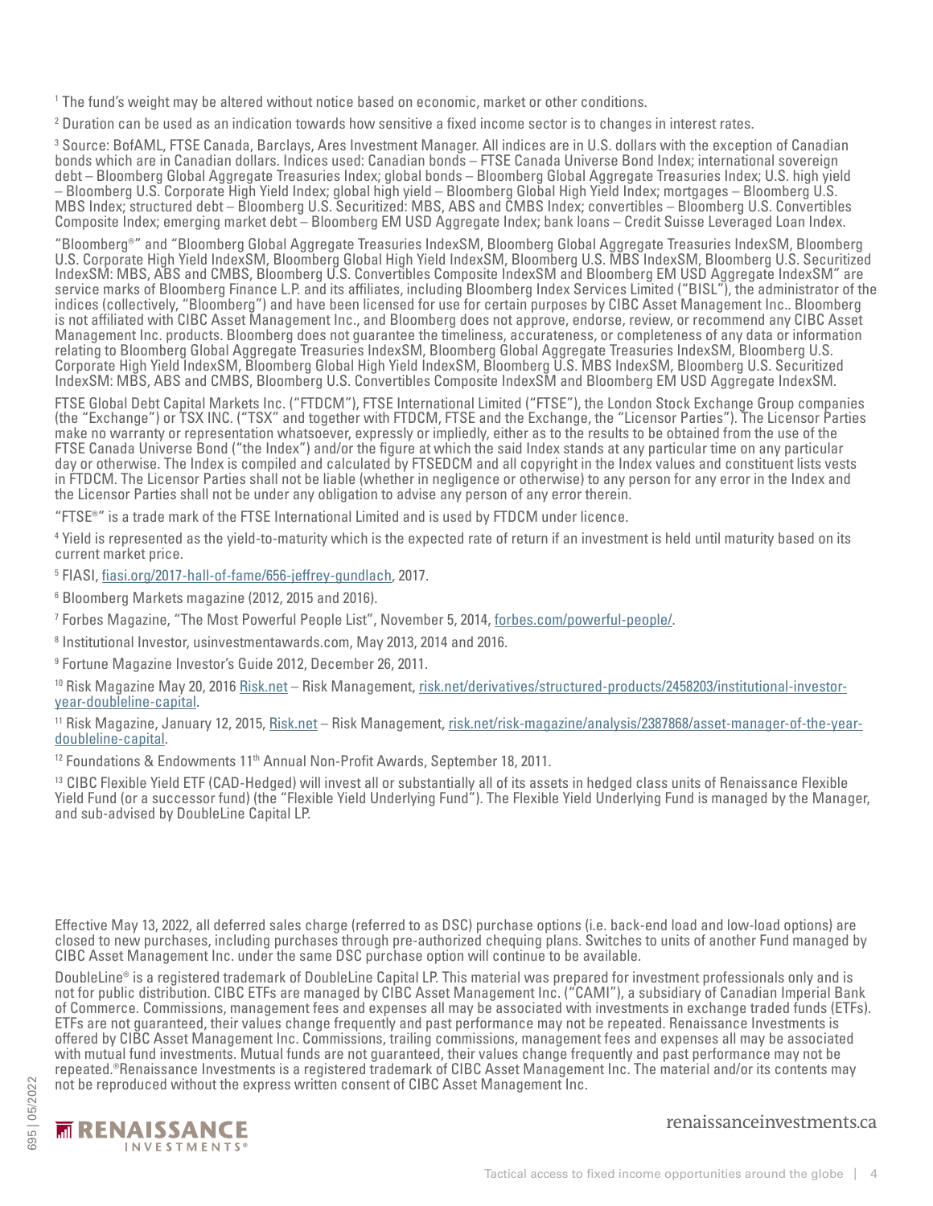[1] The fund's weight may be altered without notice based on economic, market or other conditions.

[2] Duration can be used as an indication towards how sensitive a fixed income sector is to changes in interest rates.

[3] Source: BofAML, FTSE Canada, Barclays, Ares Investment Manager. All indices are in U.S. dollars with the exception of Canadian bonds which are in Canadian dollars. Indices used: Canadian bonds – FTSE Canada Universe Bond Index; international sovereign debt – Bloomberg Global Aggregate Treasuries Index; global bonds – Bloomberg Global Aggregate Treasuries Index; U.S. high yield – Bloomberg U.S. Corporate High Yield Index; global high yield – Bloomberg Global High Yield Index; mortgages – Bloomberg U.S. MBS Index; structured debt – Bloomberg U.S. Securitized: MBS, ABS and CMBS Index; convertibles – Bloomberg U.S. Convertibles Composite Index; emerging market debt – Bloomberg EM USD Aggregate Index; bank loans – Credit Suisse Leveraged Loan Index.

"Bloomberg®" and "Bloomberg Global Aggregate Treasuries IndexSM, Bloomberg Global Aggregate Treasuries IndexSM, Bloomberg U.S. Corporate High Yield IndexSM, Bloomberg Global High Yield IndexSM, Bloomberg U.S. MBS IndexSM, Bloomberg U.S. Securitized IndexSM: MBS, ABS and CMBS, Bloomberg U.S. Convertibles Composite IndexSM and Bloomberg EM USD Aggregate IndexSM" are service marks of Bloomberg Finance L.P. and its affiliates, including Bloomberg Index Services Limited ("BISL"), the administrator of the indices (collectively, "Bloomberg") and have been licensed for use for certain purposes by CIBC Asset Management Inc.. Bloomberg is not affiliated with CIBC Asset Management Inc., and Bloomberg does not approve, endorse, review, or recommend any CIBC Asset Management Inc. products. Bloomberg does not guarantee the timeliness, accurateness, or completeness of any data or information relating to Bloomberg Global Aggregate Treasuries IndexSM, Bloomberg Global Aggregate Treasuries IndexSM, Bloomberg U.S. Corporate High Yield IndexSM, Bloomberg Global High Yield IndexSM, Bloomberg U.S. MBS IndexSM, Bloomberg U.S. Securitized IndexSM: MBS, ABS and CMBS, Bloomberg U.S. Convertibles Composite IndexSM and Bloomberg EM USD Aggregate IndexSM.

FTSE Global Debt Capital Markets Inc. ("FTDCM"), FTSE International Limited ("FTSE"), the London Stock Exchange Group companies (the "Exchange") or TSX INC. ("TSX" and together with FTDCM, FTSE and the Exchange, the "Licensor Parties"). The Licensor Parties make no warranty or representation whatsoever, expressly or impliedly, either as to the results to be obtained from the use of the FTSE Canada Universe Bond ("the Index") and/or the figure at which the said Index stands at any particular time on any particular day or otherwise. The Index is compiled and calculated by FTSEDCM and all copyright in the Index values and constituent lists vests in FTDCM. The Licensor Parties shall not be liable (whether in negligence or otherwise) to any person for any error in the Index and the Licensor Parties shall not be under any obligation to advise any person of any error therein.

"FTSE®" is a trade mark of the FTSE International Limited and is used by FTDCM under licence.

[4] Yield is represented as the yield-to-maturity which is the expected rate of return if an investment is held until maturity based on its current market price.

[5] FIASI, fiasi.org/2017-hall-of-fame/656-jeffrey-gundlach, 2017.

[6] Bloomberg Markets magazine (2012, 2015 and 2016).

[7] Forbes Magazine, "The Most Powerful People List", November 5, 2014, forbes.com/powerful-people/.

[8] Institutional Investor, usinvestmentawards.com, May 2013, 2014 and 2016.

[9] Fortune Magazine Investor's Guide 2012, December 26, 2011.

[10] Risk Magazine May 20, 2016 Risk.net – Risk Management, risk.net/derivatives/structured-products/2458203/institutional-investor-year-doubleline-capital.

[11] Risk Magazine, January 12, 2015, Risk.net – Risk Management, risk.net/risk-magazine/analysis/2387868/asset-manager-of-the-year-doubleline-capital.

[12] Foundations & Endowments 11th Annual Non-Profit Awards, September 18, 2011.

[13] CIBC Flexible Yield ETF (CAD-Hedged) will invest all or substantially all of its assets in hedged class units of Renaissance Flexible Yield Fund (or a successor fund) (the "Flexible Yield Underlying Fund"). The Flexible Yield Underlying Fund is managed by the Manager, and sub-advised by DoubleLine Capital LP.

Effective May 13, 2022, all deferred sales charge (referred to as DSC) purchase options (i.e. back-end load and low-load options) are closed to new purchases, including purchases through pre-authorized chequing plans. Switches to units of another Fund managed by CIBC Asset Management Inc. under the same DSC purchase option will continue to be available.

DoubleLine® is a registered trademark of DoubleLine Capital LP. This material was prepared for investment professionals only and is not for public distribution. CIBC ETFs are managed by CIBC Asset Management Inc. ("CAMI"), a subsidiary of Canadian Imperial Bank of Commerce. Commissions, management fees and expenses all may be associated with investments in exchange traded funds (ETFs). ETFs are not guaranteed, their values change frequently and past performance may not be repeated. Renaissance Investments is offered by CIBC Asset Management Inc. Commissions, trailing commissions, management fees and expenses all may be associated with mutual fund investments. Mutual funds are not guaranteed, their values change frequently and past performance may not be repeated.®Renaissance Investments is a registered trademark of CIBC Asset Management Inc. The material and/or its contents may not be reproduced without the express written consent of CIBC Asset Management Inc.

695 | 05/2022

RENAISSANCE INVESTMENTS®

renaissanceinvestments.ca